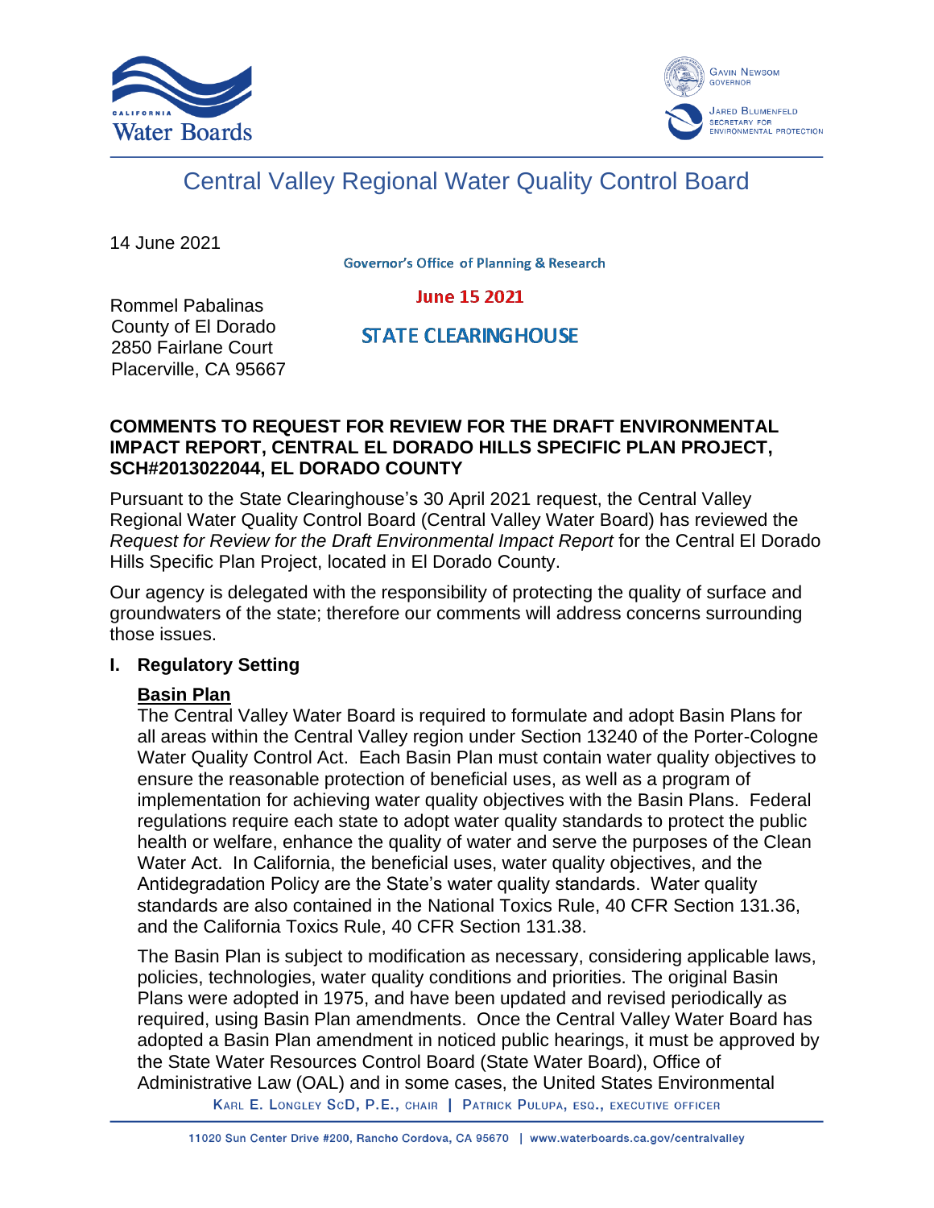Central Valley Regional Water Quality Control Board

14 June 2021

Governor's Office of Planning & Research

June 15 2021

STATE CLEARINGHOUSE

Rommel Pabalinas
County of El Dorado
2850 Fairlane Court
Placerville, CA 95667

**COMMENTS TO REQUEST FOR REVIEW FOR THE DRAFT ENVIRONMENTAL IMPACT REPORT, CENTRAL EL DORADO HILLS SPECIFIC PLAN PROJECT, SCH#2013022044, EL DORADO COUNTY**

Pursuant to the State Clearinghouse's 30 April 2021 request, the Central Valley Regional Water Quality Control Board (Central Valley Water Board) has reviewed the *Request for Review for the Draft Environmental Impact Report* for the Central El Dorado Hills Specific Plan Project, located in El Dorado County.

Our agency is delegated with the responsibility of protecting the quality of surface and groundwaters of the state; therefore our comments will address concerns surrounding those issues.

## I. Regulatory Setting

**Basin Plan**

The Central Valley Water Board is required to formulate and adopt Basin Plans for all areas within the Central Valley region under Section 13240 of the Porter-Cologne Water Quality Control Act. Each Basin Plan must contain water quality objectives to ensure the reasonable protection of beneficial uses, as well as a program of implementation for achieving water quality objectives with the Basin Plans. Federal regulations require each state to adopt water quality standards to protect the public health or welfare, enhance the quality of water and serve the purposes of the Clean Water Act. In California, the beneficial uses, water quality objectives, and the Antidegradation Policy are the State's water quality standards. Water quality standards are also contained in the National Toxics Rule, 40 CFR Section 131.36, and the California Toxics Rule, 40 CFR Section 131.38.

The Basin Plan is subject to modification as necessary, considering applicable laws, policies, technologies, water quality conditions and priorities. The original Basin Plans were adopted in 1975, and have been updated and revised periodically as required, using Basin Plan amendments. Once the Central Valley Water Board has adopted a Basin Plan amendment in noticed public hearings, it must be approved by the State Water Resources Control Board (State Water Board), Office of Administrative Law (OAL) and in some cases, the United States Environmental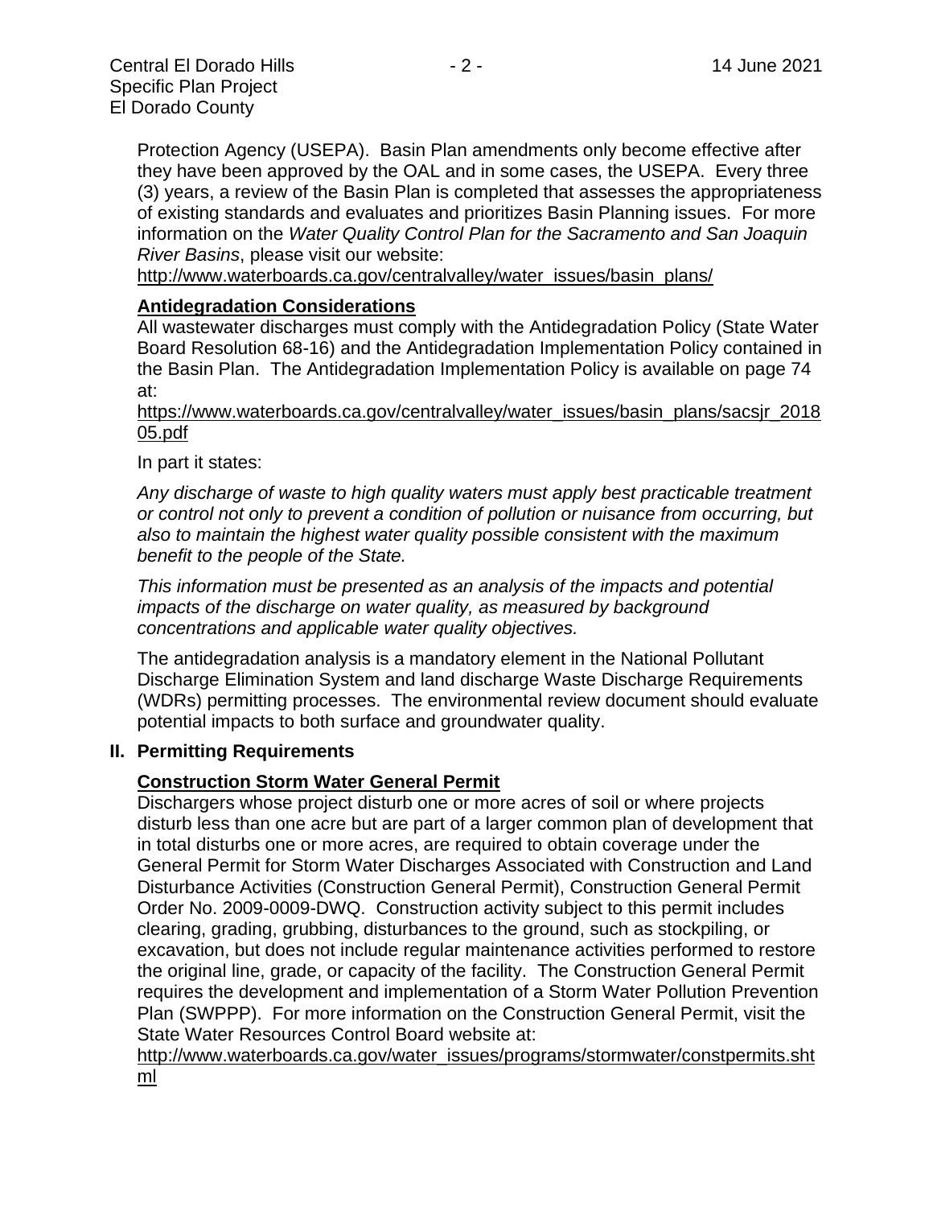Protection Agency (USEPA). Basin Plan amendments only become effective after they have been approved by the OAL and in some cases, the USEPA. Every three (3) years, a review of the Basin Plan is completed that assesses the appropriateness of existing standards and evaluates and prioritizes Basin Planning issues. For more information on the *Water Quality Control Plan for the Sacramento and San Joaquin River Basins*, please visit our website:
http://www.waterboards.ca.gov/centralvalley/water_issues/basin_plans/

**Antidegradation Considerations**

All wastewater discharges must comply with the Antidegradation Policy (State Water Board Resolution 68-16) and the Antidegradation Implementation Policy contained in the Basin Plan. The Antidegradation Implementation Policy is available on page 74 at:
https://www.waterboards.ca.gov/centralvalley/water_issues/basin_plans/sacsjr_201805.pdf

In part it states:

*Any discharge of waste to high quality waters must apply best practicable treatment or control not only to prevent a condition of pollution or nuisance from occurring, but also to maintain the highest water quality possible consistent with the maximum benefit to the people of the State.*

*This information must be presented as an analysis of the impacts and potential impacts of the discharge on water quality, as measured by background concentrations and applicable water quality objectives.*

The antidegradation analysis is a mandatory element in the National Pollutant Discharge Elimination System and land discharge Waste Discharge Requirements (WDRs) permitting processes. The environmental review document should evaluate potential impacts to both surface and groundwater quality.

## II. Permitting Requirements

**Construction Storm Water General Permit**

Dischargers whose project disturb one or more acres of soil or where projects disturb less than one acre but are part of a larger common plan of development that in total disturbs one or more acres, are required to obtain coverage under the General Permit for Storm Water Discharges Associated with Construction and Land Disturbance Activities (Construction General Permit), Construction General Permit Order No. 2009-0009-DWQ. Construction activity subject to this permit includes clearing, grading, grubbing, disturbances to the ground, such as stockpiling, or excavation, but does not include regular maintenance activities performed to restore the original line, grade, or capacity of the facility. The Construction General Permit requires the development and implementation of a Storm Water Pollution Prevention Plan (SWPPP). For more information on the Construction General Permit, visit the State Water Resources Control Board website at:
http://www.waterboards.ca.gov/water_issues/programs/stormwater/constpermits.shtml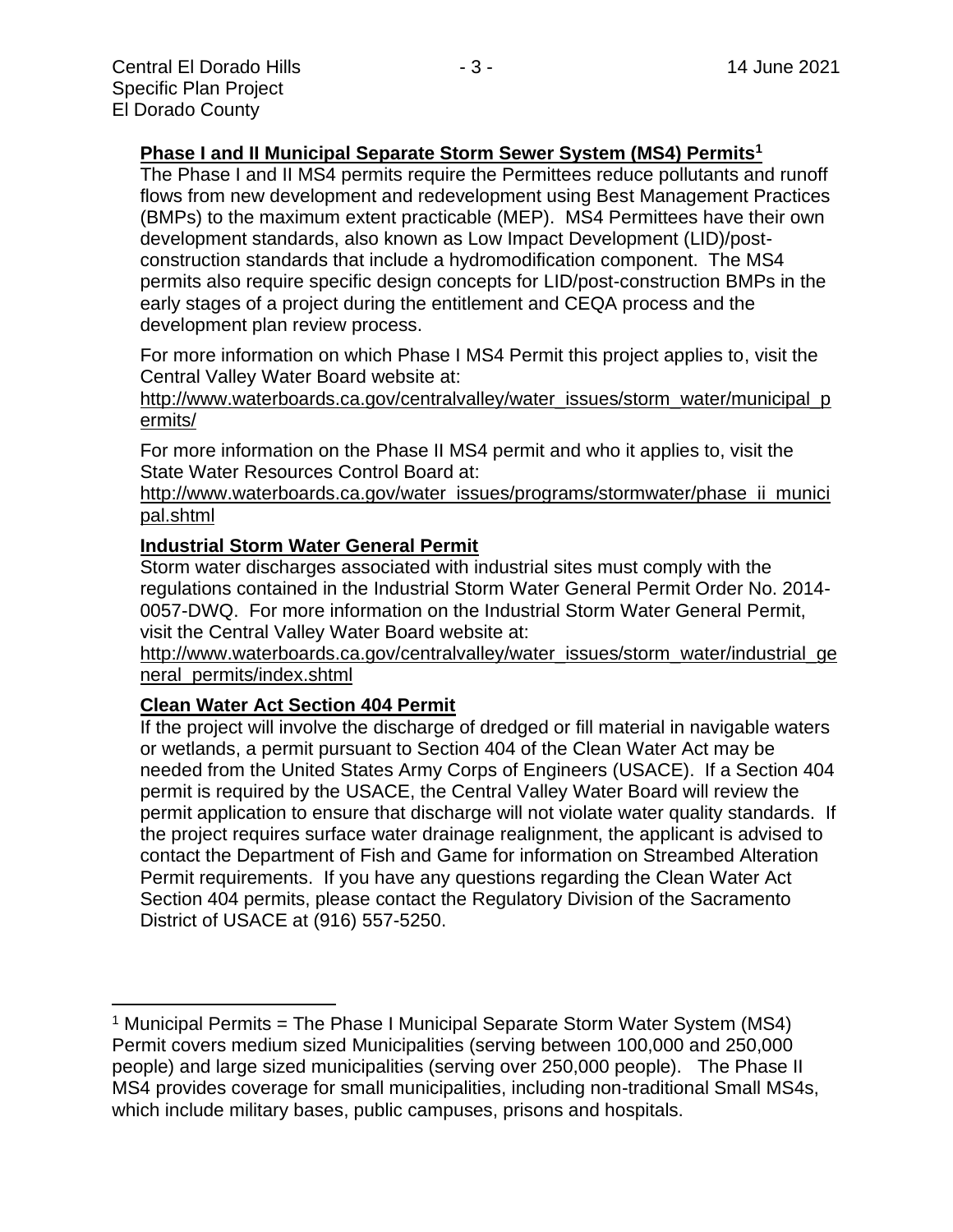**Phase I and II Municipal Separate Storm Sewer System (MS4) Permits[1]**

The Phase I and II MS4 permits require the Permittees reduce pollutants and runoff flows from new development and redevelopment using Best Management Practices (BMPs) to the maximum extent practicable (MEP). MS4 Permittees have their own development standards, also known as Low Impact Development (LID)/post-construction standards that include a hydromodification component. The MS4 permits also require specific design concepts for LID/post-construction BMPs in the early stages of a project during the entitlement and CEQA process and the development plan review process.

For more information on which Phase I MS4 Permit this project applies to, visit the Central Valley Water Board website at:
http://www.waterboards.ca.gov/centralvalley/water_issues/storm_water/municipal_permits/

For more information on the Phase II MS4 permit and who it applies to, visit the State Water Resources Control Board at:
http://www.waterboards.ca.gov/water_issues/programs/stormwater/phase_ii_municipal.shtml

**Industrial Storm Water General Permit**

Storm water discharges associated with industrial sites must comply with the regulations contained in the Industrial Storm Water General Permit Order No. 2014-0057-DWQ. For more information on the Industrial Storm Water General Permit, visit the Central Valley Water Board website at:
http://www.waterboards.ca.gov/centralvalley/water_issues/storm_water/industrial_general_permits/index.shtml

**Clean Water Act Section 404 Permit**

If the project will involve the discharge of dredged or fill material in navigable waters or wetlands, a permit pursuant to Section 404 of the Clean Water Act may be needed from the United States Army Corps of Engineers (USACE). If a Section 404 permit is required by the USACE, the Central Valley Water Board will review the permit application to ensure that discharge will not violate water quality standards. If the project requires surface water drainage realignment, the applicant is advised to contact the Department of Fish and Game for information on Streambed Alteration Permit requirements. If you have any questions regarding the Clean Water Act Section 404 permits, please contact the Regulatory Division of the Sacramento District of USACE at (916) 557-5250.

---

[1] Municipal Permits = The Phase I Municipal Separate Storm Water System (MS4) Permit covers medium sized Municipalities (serving between 100,000 and 250,000 people) and large sized municipalities (serving over 250,000 people). The Phase II MS4 provides coverage for small municipalities, including non-traditional Small MS4s, which include military bases, public campuses, prisons and hospitals.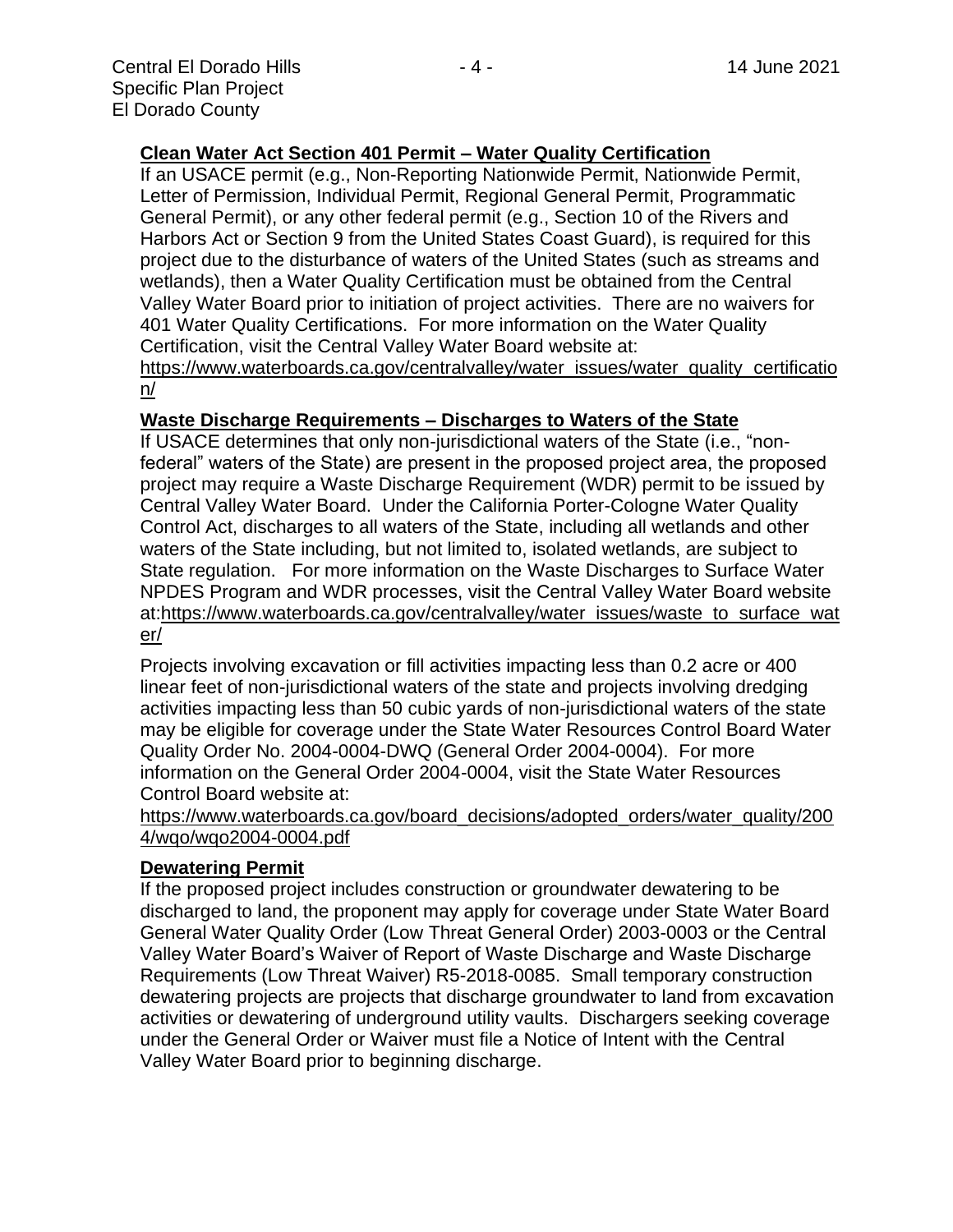### Clean Water Act Section 401 Permit – Water Quality Certification

If an USACE permit (e.g., Non-Reporting Nationwide Permit, Nationwide Permit, Letter of Permission, Individual Permit, Regional General Permit, Programmatic General Permit), or any other federal permit (e.g., Section 10 of the Rivers and Harbors Act or Section 9 from the United States Coast Guard), is required for this project due to the disturbance of waters of the United States (such as streams and wetlands), then a Water Quality Certification must be obtained from the Central Valley Water Board prior to initiation of project activities. There are no waivers for 401 Water Quality Certifications. For more information on the Water Quality Certification, visit the Central Valley Water Board website at: https://www.waterboards.ca.gov/centralvalley/water_issues/water_quality_certification/

### Waste Discharge Requirements – Discharges to Waters of the State

If USACE determines that only non-jurisdictional waters of the State (i.e., "non-federal" waters of the State) are present in the proposed project area, the proposed project may require a Waste Discharge Requirement (WDR) permit to be issued by Central Valley Water Board. Under the California Porter-Cologne Water Quality Control Act, discharges to all waters of the State, including all wetlands and other waters of the State including, but not limited to, isolated wetlands, are subject to State regulation. For more information on the Waste Discharges to Surface Water NPDES Program and WDR processes, visit the Central Valley Water Board website at:https://www.waterboards.ca.gov/centralvalley/water_issues/waste_to_surface_water/

Projects involving excavation or fill activities impacting less than 0.2 acre or 400 linear feet of non-jurisdictional waters of the state and projects involving dredging activities impacting less than 50 cubic yards of non-jurisdictional waters of the state may be eligible for coverage under the State Water Resources Control Board Water Quality Order No. 2004-0004-DWQ (General Order 2004-0004). For more information on the General Order 2004-0004, visit the State Water Resources Control Board website at: https://www.waterboards.ca.gov/board_decisions/adopted_orders/water_quality/2004/wqo/wqo2004-0004.pdf

### Dewatering Permit

If the proposed project includes construction or groundwater dewatering to be discharged to land, the proponent may apply for coverage under State Water Board General Water Quality Order (Low Threat General Order) 2003-0003 or the Central Valley Water Board's Waiver of Report of Waste Discharge and Waste Discharge Requirements (Low Threat Waiver) R5-2018-0085. Small temporary construction dewatering projects are projects that discharge groundwater to land from excavation activities or dewatering of underground utility vaults. Dischargers seeking coverage under the General Order or Waiver must file a Notice of Intent with the Central Valley Water Board prior to beginning discharge.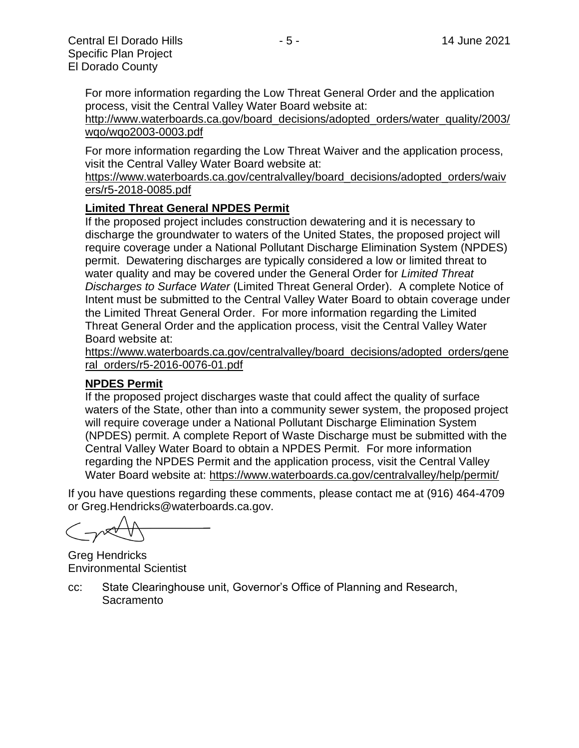For more information regarding the Low Threat General Order and the application process, visit the Central Valley Water Board website at: http://www.waterboards.ca.gov/board_decisions/adopted_orders/water_quality/2003/wqo/wqo2003-0003.pdf

For more information regarding the Low Threat Waiver and the application process, visit the Central Valley Water Board website at: https://www.waterboards.ca.gov/centralvalley/board_decisions/adopted_orders/waivers/r5-2018-0085.pdf

**Limited Threat General NPDES Permit**

If the proposed project includes construction dewatering and it is necessary to discharge the groundwater to waters of the United States, the proposed project will require coverage under a National Pollutant Discharge Elimination System (NPDES) permit. Dewatering discharges are typically considered a low or limited threat to water quality and may be covered under the General Order for *Limited Threat Discharges to Surface Water* (Limited Threat General Order). A complete Notice of Intent must be submitted to the Central Valley Water Board to obtain coverage under the Limited Threat General Order. For more information regarding the Limited Threat General Order and the application process, visit the Central Valley Water Board website at: https://www.waterboards.ca.gov/centralvalley/board_decisions/adopted_orders/general_orders/r5-2016-0076-01.pdf

**NPDES Permit**

If the proposed project discharges waste that could affect the quality of surface waters of the State, other than into a community sewer system, the proposed project will require coverage under a National Pollutant Discharge Elimination System (NPDES) permit. A complete Report of Waste Discharge must be submitted with the Central Valley Water Board to obtain a NPDES Permit. For more information regarding the NPDES Permit and the application process, visit the Central Valley Water Board website at: https://www.waterboards.ca.gov/centralvalley/help/permit/

If you have questions regarding these comments, please contact me at (916) 464-4709 or Greg.Hendricks@waterboards.ca.gov.

Greg Hendricks
Environmental Scientist

cc: State Clearinghouse unit, Governor's Office of Planning and Research, Sacramento